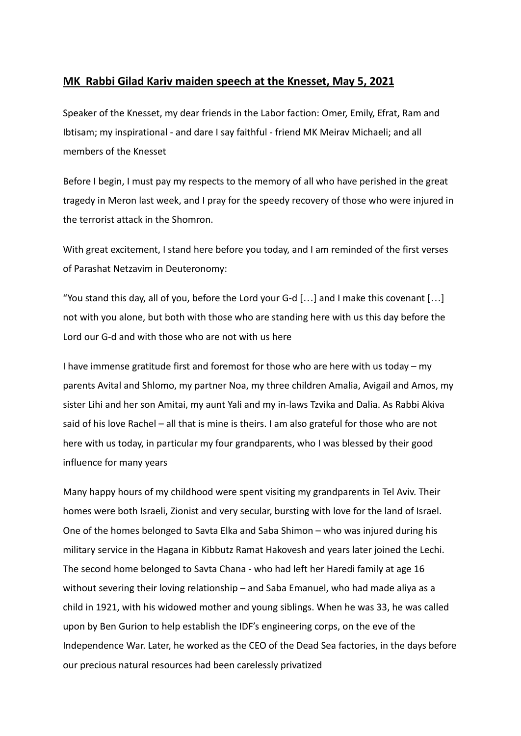## **MK Rabbi Gilad Kariv maiden speech at the Knesset, May 5, 2021**

Speaker of the Knesset, my dear friends in the Labor faction: Omer, Emily, Efrat, Ram and Ibtisam; my inspirational - and dare I say faithful - friend MK Meirav Michaeli; and all members of the Knesset

Before I begin, I must pay my respects to the memory of all who have perished in the great tragedy in Meron last week, and I pray for the speedy recovery of those who were injured in the terrorist attack in the Shomron.

With great excitement, I stand here before you today, and I am reminded of the first verses of Parashat Netzavim in Deuteronomy:

“You stand this day, all of you, before the Lord your G-d […] and I make this covenant […] not with you alone, but both with those who are standing here with us this day before the Lord our G-d and with those who are not with us here

I have immense gratitude first and foremost for those who are here with us today – my parents Avital and Shlomo, my partner Noa, my three children Amalia, Avigail and Amos, my sister Lihi and her son Amitai, my aunt Yali and my in-laws Tzvika and Dalia. As Rabbi Akiva said of his love Rachel – all that is mine is theirs. I am also grateful for those who are not here with us today, in particular my four grandparents, who I was blessed by their good influence for many years

Many happy hours of my childhood were spent visiting my grandparents in Tel Aviv. Their homes were both Israeli, Zionist and very secular, bursting with love for the land of Israel. One of the homes belonged to Savta Elka and Saba Shimon – who was injured during his military service in the Hagana in Kibbutz Ramat Hakovesh and years later joined the Lechi. The second home belonged to Savta Chana - who had left her Haredi family at age 16 without severing their loving relationship – and Saba Emanuel, who had made aliya as a child in 1921, with his widowed mother and young siblings. When he was 33, he was called upon by Ben Gurion to help establish the IDF’s engineering corps, on the eve of the Independence War. Later, he worked as the CEO of the Dead Sea factories, in the days before our precious natural resources had been carelessly privatized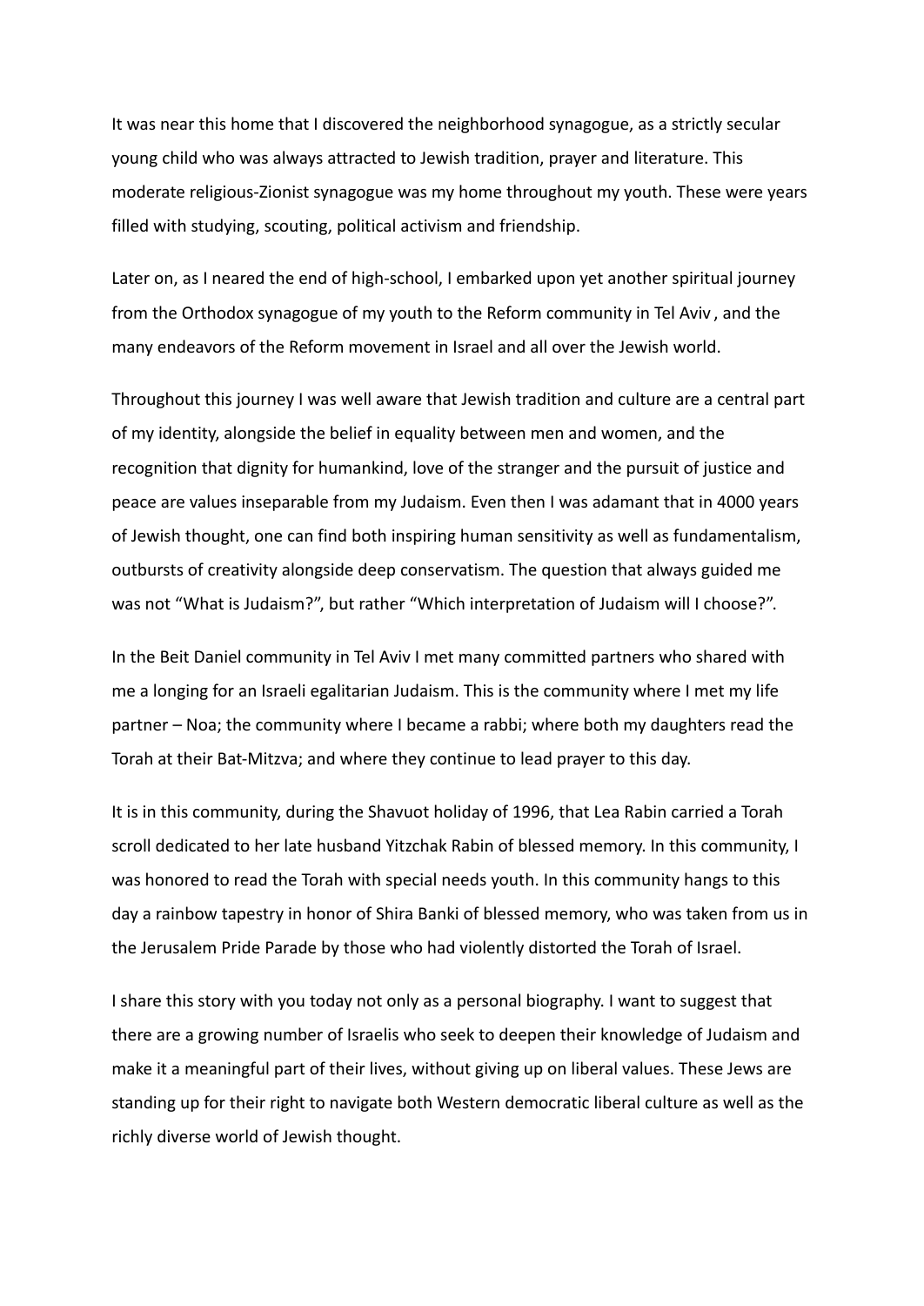It was near this home that I discovered the neighborhood synagogue, as a strictly secular young child who was always attracted to Jewish tradition, prayer and literature. This moderate religious-Zionist synagogue was my home throughout my youth. These were years filled with studying, scouting, political activism and friendship.

Later on, as I neared the end of high-school, I embarked upon yet another spiritual journey from the Orthodox synagogue of my youth to the Reform community in Tel Aviv , and the many endeavors of the Reform movement in Israel and all over the Jewish world.

Throughout this journey I was well aware that Jewish tradition and culture are a central part of my identity, alongside the belief in equality between men and women, and the recognition that dignity for humankind, love of the stranger and the pursuit of justice and peace are values inseparable from my Judaism. Even then I was adamant that in 4000 years of Jewish thought, one can find both inspiring human sensitivity as well as fundamentalism, outbursts of creativity alongside deep conservatism. The question that always guided me was not "What is Judaism?", but rather "Which interpretation of Judaism will I choose?".

In the Beit Daniel community in Tel Aviv I met many committed partners who shared with me a longing for an Israeli egalitarian Judaism. This is the community where I met my life partner – Noa; the community where I became a rabbi; where both my daughters read the Torah at their Bat-Mitzva; and where they continue to lead prayer to this day.

It is in this community, during the Shavuot holiday of 1996, that Lea Rabin carried a Torah scroll dedicated to her late husband Yitzchak Rabin of blessed memory. In this community, I was honored to read the Torah with special needs youth. In this community hangs to this day a rainbow tapestry in honor of Shira Banki of blessed memory, who was taken from us in the Jerusalem Pride Parade by those who had violently distorted the Torah of Israel.

I share this story with you today not only as a personal biography. I want to suggest that there are a growing number of Israelis who seek to deepen their knowledge of Judaism and make it a meaningful part of their lives, without giving up on liberal values. These Jews are standing up for their right to navigate both Western democratic liberal culture as well as the richly diverse world of Jewish thought.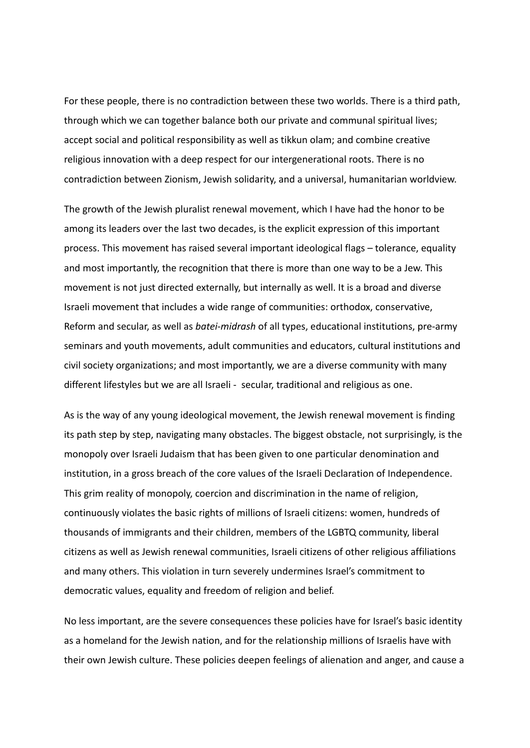For these people, there is no contradiction between these two worlds. There is a third path, through which we can together balance both our private and communal spiritual lives; accept social and political responsibility as well as tikkun olam; and combine creative religious innovation with a deep respect for our intergenerational roots. There is no contradiction between Zionism, Jewish solidarity, and a universal, humanitarian worldview.

The growth of the Jewish pluralist renewal movement, which I have had the honor to be among its leaders over the last two decades, is the explicit expression of this important process. This movement has raised several important ideological flags – tolerance, equality and most importantly, the recognition that there is more than one way to be a Jew. This movement is not just directed externally, but internally as well. It is a broad and diverse Israeli movement that includes a wide range of communities: orthodox, conservative, Reform and secular, as well as *batei-midrash* of all types, educational institutions, pre-army seminars and youth movements, adult communities and educators, cultural institutions and civil society organizations; and most importantly, we are a diverse community with many different lifestyles but we are all Israeli - secular, traditional and religious as one.

As is the way of any young ideological movement, the Jewish renewal movement is finding its path step by step, navigating many obstacles. The biggest obstacle, not surprisingly, is the monopoly over Israeli Judaism that has been given to one particular denomination and institution, in a gross breach of the core values of the Israeli Declaration of Independence. This grim reality of monopoly, coercion and discrimination in the name of religion, continuously violates the basic rights of millions of Israeli citizens: women, hundreds of thousands of immigrants and their children, members of the LGBTQ community, liberal citizens as well as Jewish renewal communities, Israeli citizens of other religious affiliations and many others. This violation in turn severely undermines Israel's commitment to democratic values, equality and freedom of religion and belief.

No less important, are the severe consequences these policies have for Israel's basic identity as a homeland for the Jewish nation, and for the relationship millions of Israelis have with their own Jewish culture. These policies deepen feelings of alienation and anger, and cause a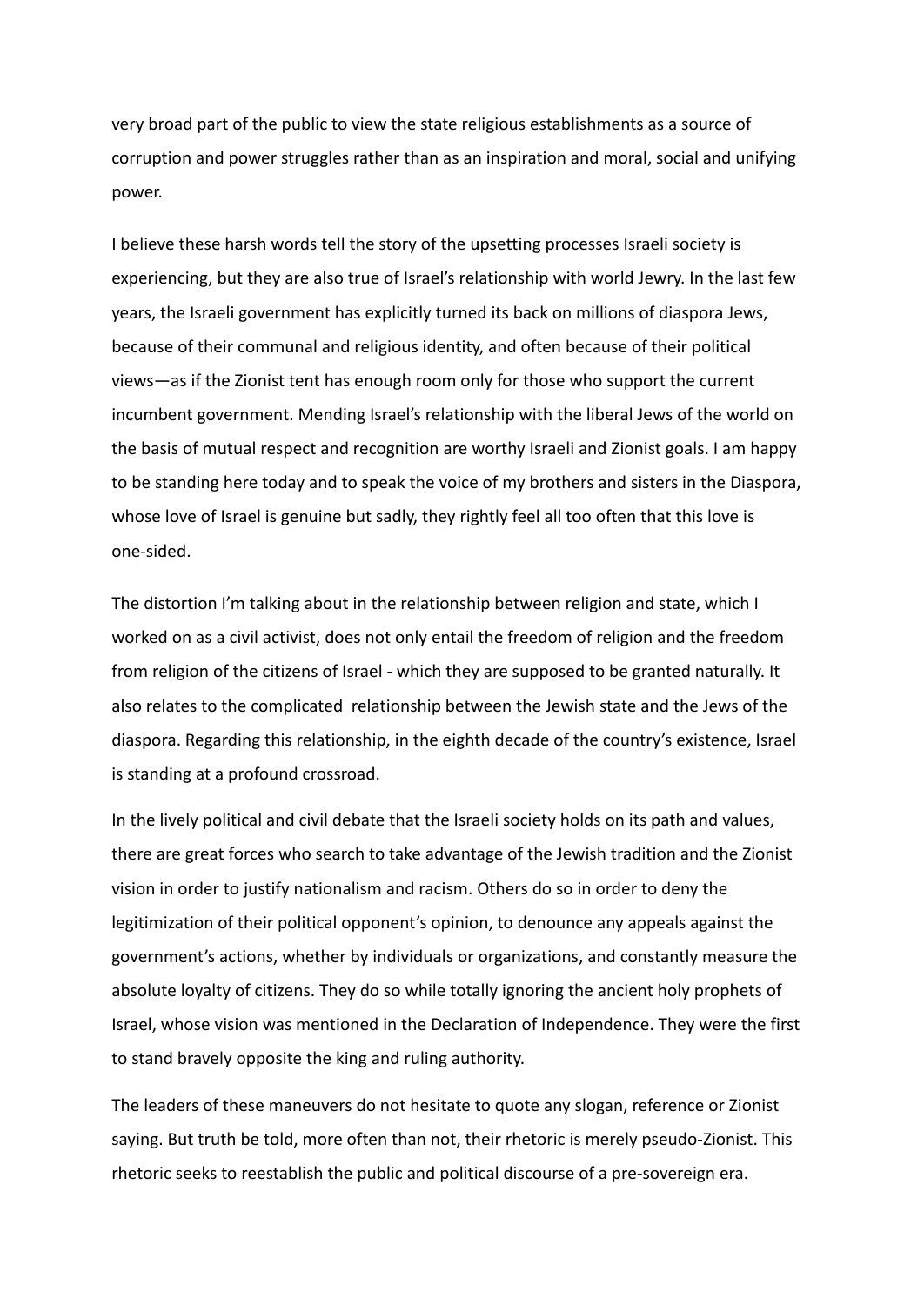very broad part of the public to view the state religious establishments as a source of corruption and power struggles rather than as an inspiration and moral, social and unifying power.

I believe these harsh words tell the story of the upsetting processes Israeli society is experiencing, but they are also true of Israel's relationship with world Jewry. In the last few years, the Israeli government has explicitly turned its back on millions of diaspora Jews, because of their communal and religious identity, and often because of their political views—as if the Zionist tent has enough room only for those who support the current incumbent government. Mending Israel's relationship with the liberal Jews of the world on the basis of mutual respect and recognition are worthy Israeli and Zionist goals. I am happy to be standing here today and to speak the voice of my brothers and sisters in the Diaspora, whose love of Israel is genuine but sadly, they rightly feel all too often that this love is one-sided.

The distortion I'm talking about in the relationship between religion and state, which I worked on as a civil activist, does not only entail the freedom of religion and the freedom from religion of the citizens of Israel - which they are supposed to be granted naturally. It also relates to the complicated relationship between the Jewish state and the Jews of the diaspora. Regarding this relationship, in the eighth decade of the country's existence, Israel is standing at a profound crossroad.

In the lively political and civil debate that the Israeli society holds on its path and values, there are great forces who search to take advantage of the Jewish tradition and the Zionist vision in order to justify nationalism and racism. Others do so in order to deny the legitimization of their political opponent's opinion, to denounce any appeals against the government's actions, whether by individuals or organizations, and constantly measure the absolute loyalty of citizens. They do so while totally ignoring the ancient holy prophets of Israel, whose vision was mentioned in the Declaration of Independence. They were the first to stand bravely opposite the king and ruling authority.

The leaders of these maneuvers do not hesitate to quote any slogan, reference or Zionist saying. But truth be told, more often than not, their rhetoric is merely pseudo-Zionist. This rhetoric seeks to reestablish the public and political discourse of a pre-sovereign era.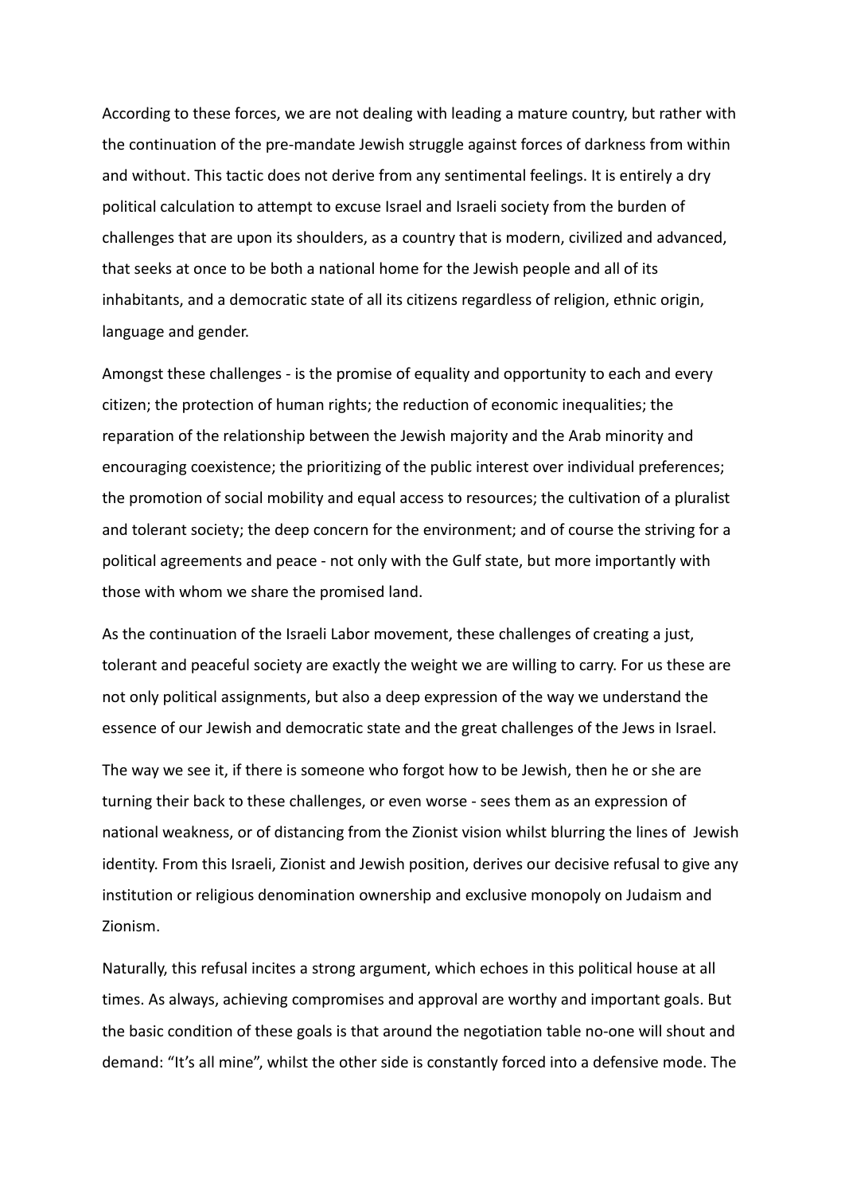According to these forces, we are not dealing with leading a mature country, but rather with the continuation of the pre-mandate Jewish struggle against forces of darkness from within and without. This tactic does not derive from any sentimental feelings. It is entirely a dry political calculation to attempt to excuse Israel and Israeli society from the burden of challenges that are upon its shoulders, as a country that is modern, civilized and advanced, that seeks at once to be both a national home for the Jewish people and all of its inhabitants, and a democratic state of all its citizens regardless of religion, ethnic origin, language and gender.

Amongst these challenges - is the promise of equality and opportunity to each and every citizen; the protection of human rights; the reduction of economic inequalities; the reparation of the relationship between the Jewish majority and the Arab minority and encouraging coexistence; the prioritizing of the public interest over individual preferences; the promotion of social mobility and equal access to resources; the cultivation of a pluralist and tolerant society; the deep concern for the environment; and of course the striving for a political agreements and peace - not only with the Gulf state, but more importantly with those with whom we share the promised land.

As the continuation of the Israeli Labor movement, these challenges of creating a just, tolerant and peaceful society are exactly the weight we are willing to carry. For us these are not only political assignments, but also a deep expression of the way we understand the essence of our Jewish and democratic state and the great challenges of the Jews in Israel.

The way we see it, if there is someone who forgot how to be Jewish, then he or she are turning their back to these challenges, or even worse - sees them as an expression of national weakness, or of distancing from the Zionist vision whilst blurring the lines of Jewish identity. From this Israeli, Zionist and Jewish position, derives our decisive refusal to give any institution or religious denomination ownership and exclusive monopoly on Judaism and Zionism.

Naturally, this refusal incites a strong argument, which echoes in this political house at all times. As always, achieving compromises and approval are worthy and important goals. But the basic condition of these goals is that around the negotiation table no-one will shout and demand: "It's all mine", whilst the other side is constantly forced into a defensive mode. The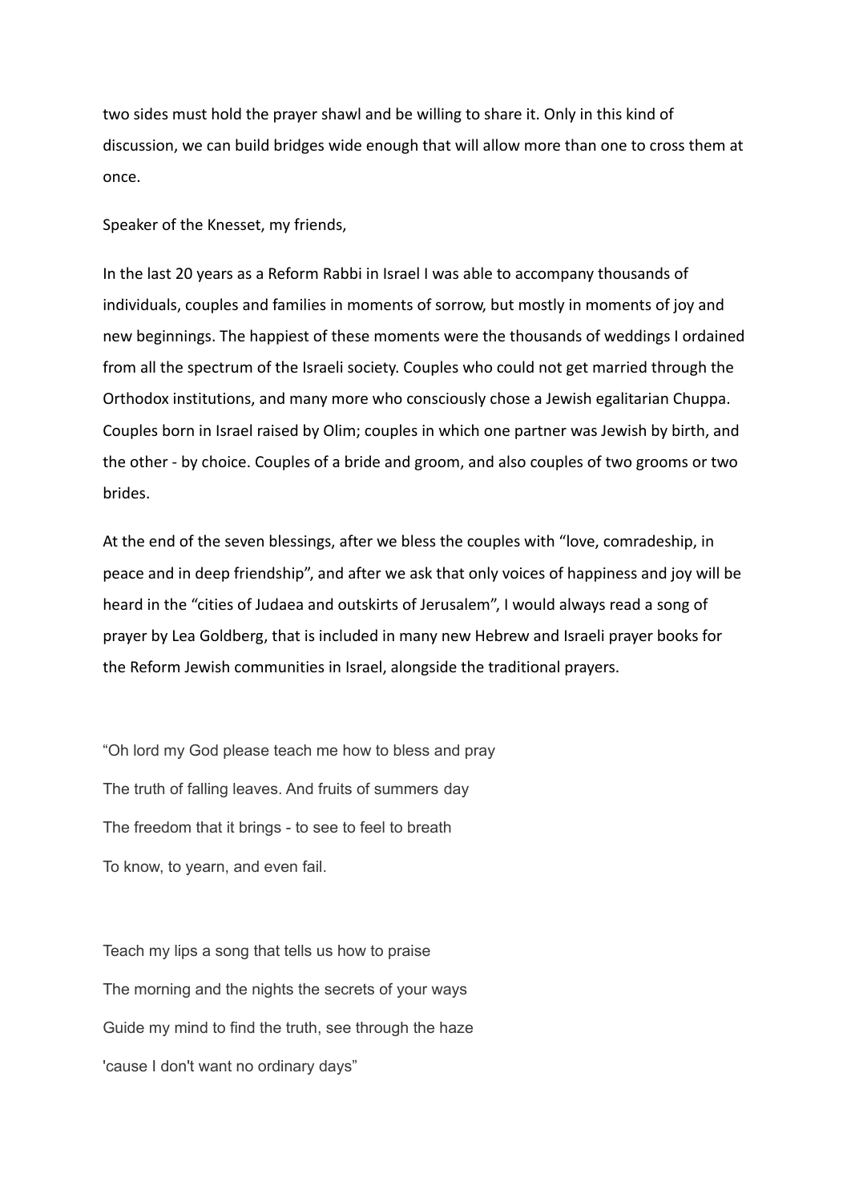two sides must hold the prayer shawl and be willing to share it. Only in this kind of discussion, we can build bridges wide enough that will allow more than one to cross them at once.

Speaker of the Knesset, my friends,

In the last 20 years as a Reform Rabbi in Israel I was able to accompany thousands of individuals, couples and families in moments of sorrow, but mostly in moments of joy and new beginnings. The happiest of these moments were the thousands of weddings I ordained from all the spectrum of the Israeli society. Couples who could not get married through the Orthodox institutions, and many more who consciously chose a Jewish egalitarian Chuppa. Couples born in Israel raised by Olim; couples in which one partner was Jewish by birth, and the other - by choice. Couples of a bride and groom, and also couples of two grooms or two brides.

At the end of the seven blessings, after we bless the couples with "love, comradeship, in peace and in deep friendship", and after we ask that only voices of happiness and joy will be heard in the "cities of Judaea and outskirts of Jerusalem", I would always read a song of prayer by Lea Goldberg, that is included in many new Hebrew and Israeli prayer books for the Reform Jewish communities in Israel, alongside the traditional prayers.

"Oh lord my God please teach me how to bless and pray  
The truth of falling leaves. And fruits of summers day  
The freedom that it brings - to see to feel to breath  
To know, to yearn, and even fail.

Teach my lips a song that tells us how to praise  
The morning and the nights the secrets of your ways  
Guide my mind to find the truth, see through the haze  
'cause I don't want no ordinary days"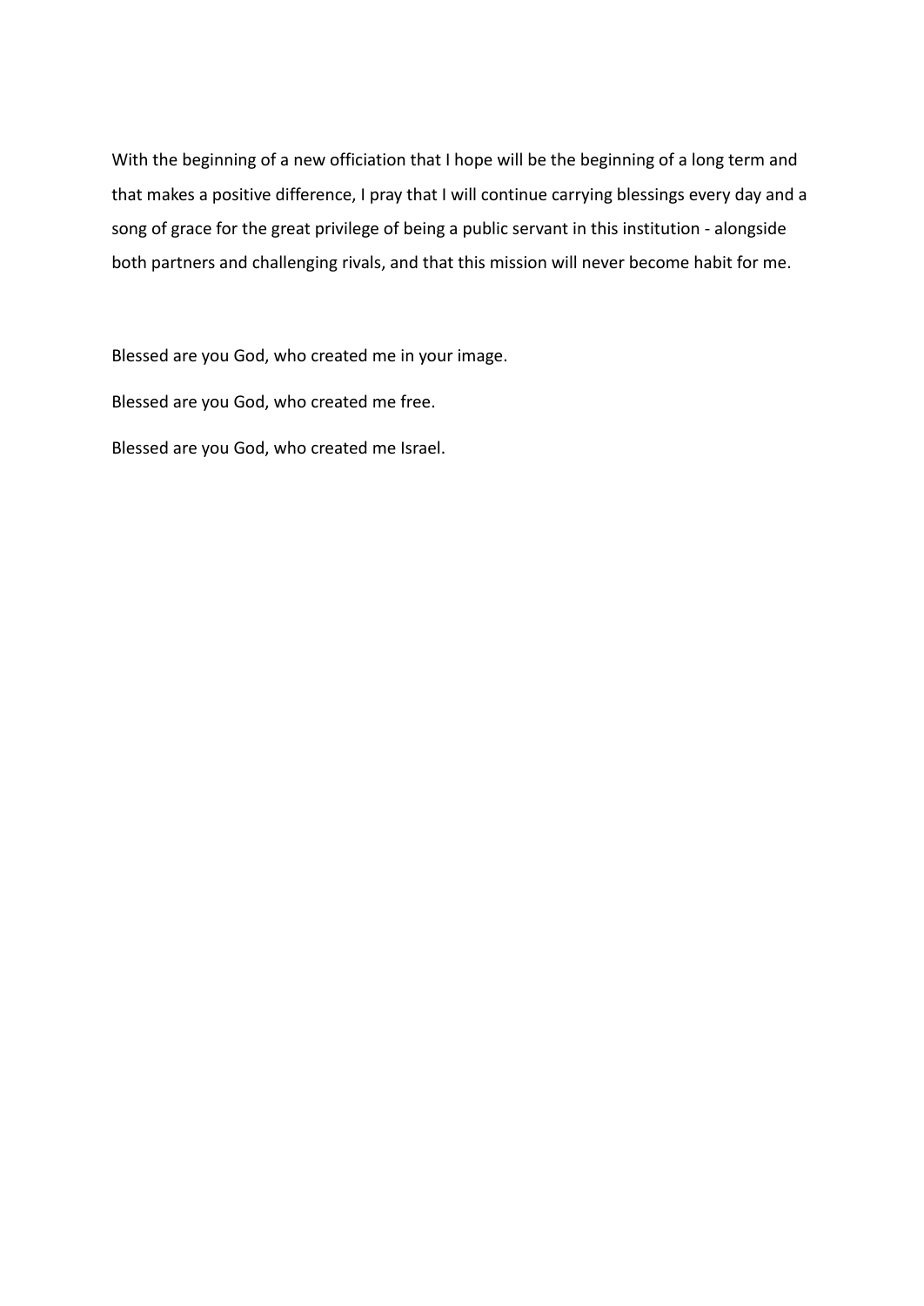With the beginning of a new officiation that I hope will be the beginning of a long term and that makes a positive difference, I pray that I will continue carrying blessings every day and a song of grace for the great privilege of being a public servant in this institution - alongside both partners and challenging rivals, and that this mission will never become habit for me.

Blessed are you God, who created me in your image.

Blessed are you God, who created me free.

Blessed are you God, who created me Israel.